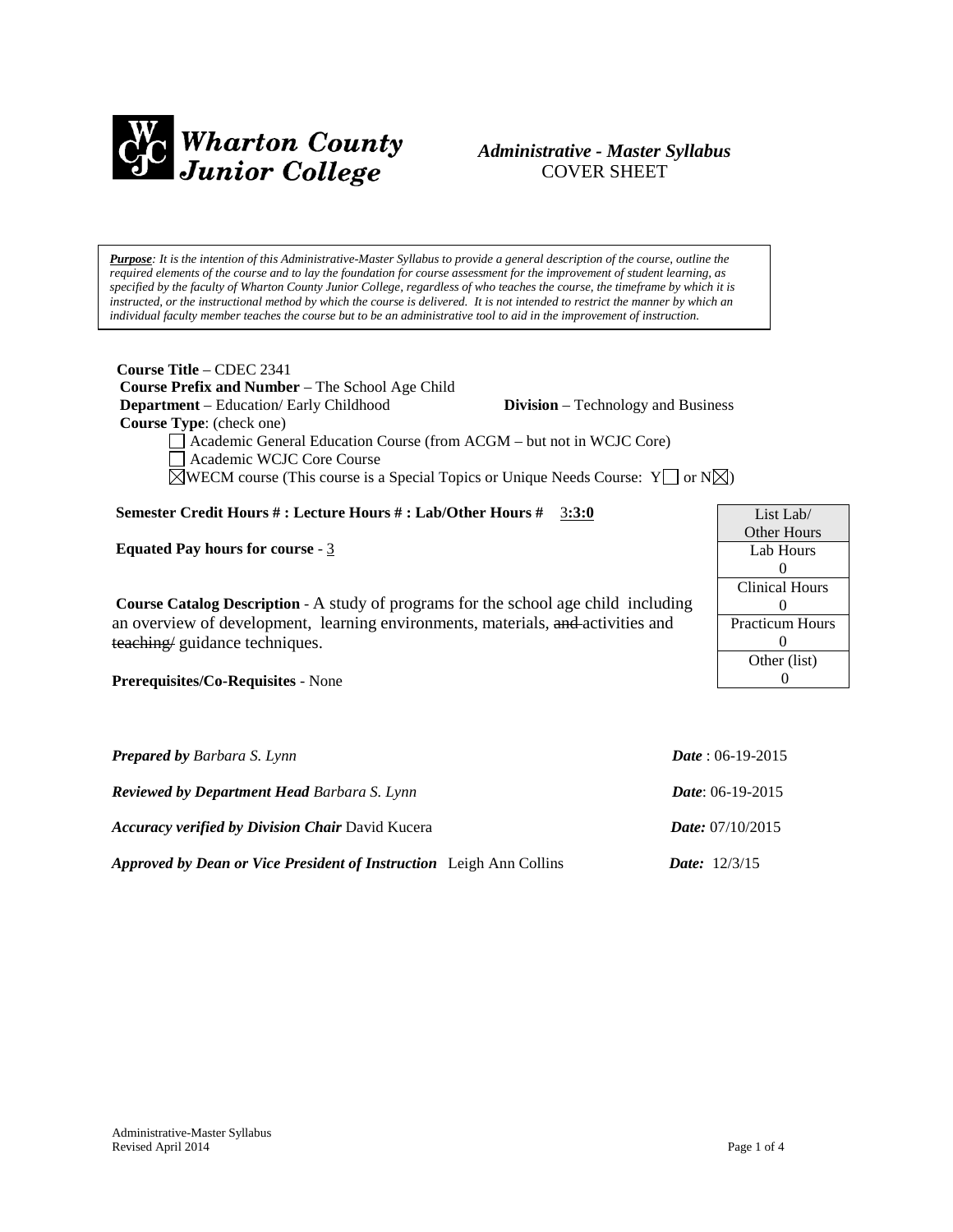**Wharton County Junior College**

***Administrative - Master Syllabus***
COVER SHEET

***Purpose****: It is the intention of this Administrative-Master Syllabus to provide a general description of the course, outline the required elements of the course and to lay the foundation for course assessment for the improvement of student learning, as specified by the faculty of Wharton County Junior College, regardless of who teaches the course, the timeframe by which it is instructed, or the instructional method by which the course is delivered. It is not intended to restrict the manner by which an individual faculty member teaches the course but to be an administrative tool to aid in the improvement of instruction.*

**Course Title** – CDEC 2341
**Course Prefix and Number** – The School Age Child
**Department** – Education/ Early Childhood **Division** – Technology and Business
**Course Type**: (check one)

- ☐ Academic General Education Course (from ACGM – but not in WCJC Core)
- ☐ Academic WCJC Core Course
- ☒ WECM course (This course is a Special Topics or Unique Needs Course: Y☐ or N☒)

**Semester Credit Hours # : Lecture Hours # : Lab/Other Hours #** 3**:3:0**

**Equated Pay hours for course** - 3

| List Lab/ Other Hours |
| --- |
| Lab Hours |
| 0 |
| Clinical Hours |
| 0 |
| Practicum Hours |
| 0 |
| Other (list) |
| 0 |

**Course Catalog Description** - A study of programs for the school age child including an overview of development, learning environments, materials, ~~and~~ activities and ~~teaching/~~ guidance techniques.

**Prerequisites/Co-Requisites** - None

***Prepared by*** *Barbara S. Lynn* ***Date*** : 06-19-2015

***Reviewed by Department Head*** *Barbara S. Lynn* ***Date***: 06-19-2015

***Accuracy verified by Division Chair*** David Kucera ***Date:*** 07/10/2015

***Approved by Dean or Vice President of Instruction*** Leigh Ann Collins ***Date:*** 12/3/15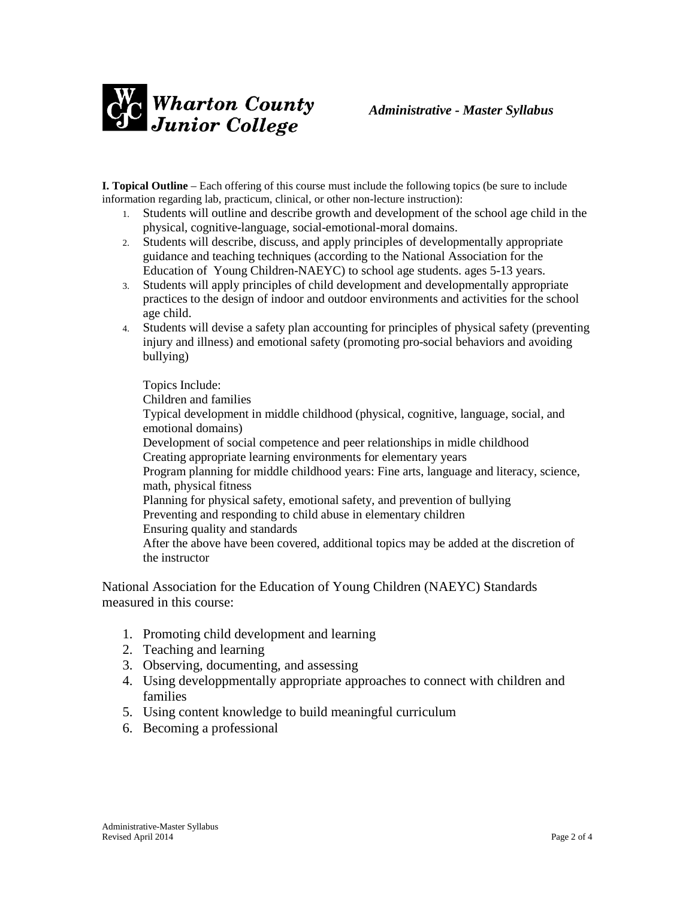**I. Topical Outline** – Each offering of this course must include the following topics (be sure to include information regarding lab, practicum, clinical, or other non-lecture instruction):

1. Students will outline and describe growth and development of the school age child in the physical, cognitive-language, social-emotional-moral domains.
2. Students will describe, discuss, and apply principles of developmentally appropriate guidance and teaching techniques (according to the National Association for the Education of Young Children-NAEYC) to school age students. ages 5-13 years.
3. Students will apply principles of child development and developmentally appropriate practices to the design of indoor and outdoor environments and activities for the school age child.
4. Students will devise a safety plan accounting for principles of physical safety (preventing injury and illness) and emotional safety (promoting pro-social behaviors and avoiding bullying)

   Topics Include:
   Children and families
   Typical development in middle childhood (physical, cognitive, language, social, and emotional domains)
   Development of social competence and peer relationships in midle childhood
   Creating appropriate learning environments for elementary years
   Program planning for middle childhood years: Fine arts, language and literacy, science, math, physical fitness
   Planning for physical safety, emotional safety, and prevention of bullying
   Preventing and responding to child abuse in elementary children
   Ensuring quality and standards
   After the above have been covered, additional topics may be added at the discretion of the instructor

National Association for the Education of Young Children (NAEYC) Standards measured in this course:

1. Promoting child development and learning
2. Teaching and learning
3. Observing, documenting, and assessing
4. Using developpmentally appropriate approaches to connect with children and families
5. Using content knowledge to build meaningful curriculum
6. Becoming a professional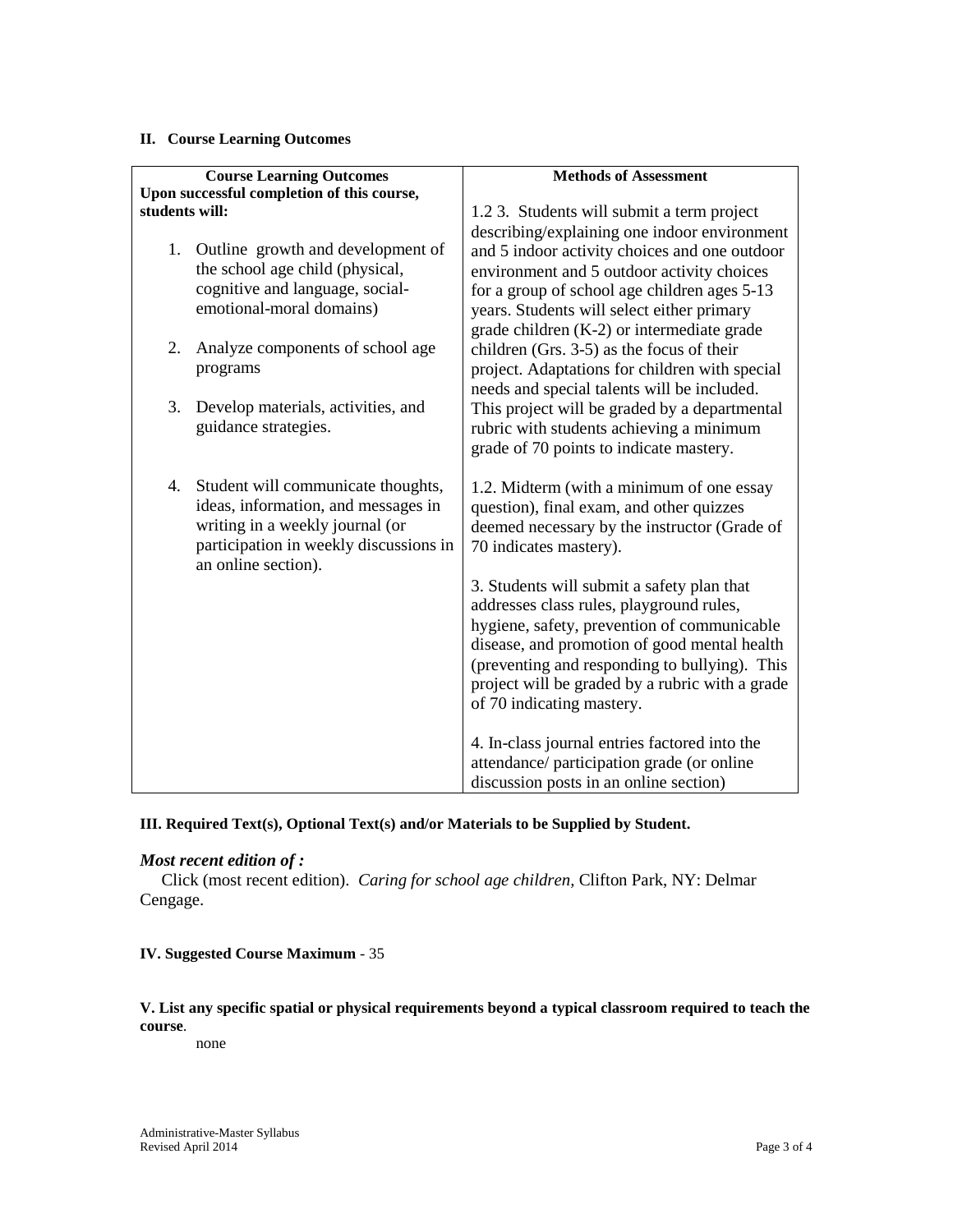**II. Course Learning Outcomes**

| Course Learning Outcomes | Methods of Assessment |
|---|---|
| **Upon successful completion of this course, students will:**<br><br>1. Outline growth and development of the school age child (physical, cognitive and language, social-emotional-moral domains)<br><br>2. Analyze components of school age programs<br><br>3. Develop materials, activities, and guidance strategies.<br><br>4. Student will communicate thoughts, ideas, information, and messages in writing in a weekly journal (or participation in weekly discussions in an online section). | 1.2 3. Students will submit a term project describing/explaining one indoor environment and 5 indoor activity choices and one outdoor environment and 5 outdoor activity choices for a group of school age children ages 5-13 years. Students will select either primary grade children (K-2) or intermediate grade children (Grs. 3-5) as the focus of their project. Adaptations for children with special needs and special talents will be included. This project will be graded by a departmental rubric with students achieving a minimum grade of 70 points to indicate mastery.<br><br>1.2. Midterm (with a minimum of one essay question), final exam, and other quizzes deemed necessary by the instructor (Grade of 70 indicates mastery).<br><br>3. Students will submit a safety plan that addresses class rules, playground rules, hygiene, safety, prevention of communicable disease, and promotion of good mental health (preventing and responding to bullying). This project will be graded by a rubric with a grade of 70 indicating mastery.<br><br>4. In-class journal entries factored into the attendance/ participation grade (or online discussion posts in an online section) |

**III. Required Text(s), Optional Text(s) and/or Materials to be Supplied by Student.**

***Most recent edition of :***

Click (most recent edition). *Caring for school age children,* Clifton Park, NY: Delmar Cengage.

**IV. Suggested Course Maximum** - 35

**V. List any specific spatial or physical requirements beyond a typical classroom required to teach the course**.

none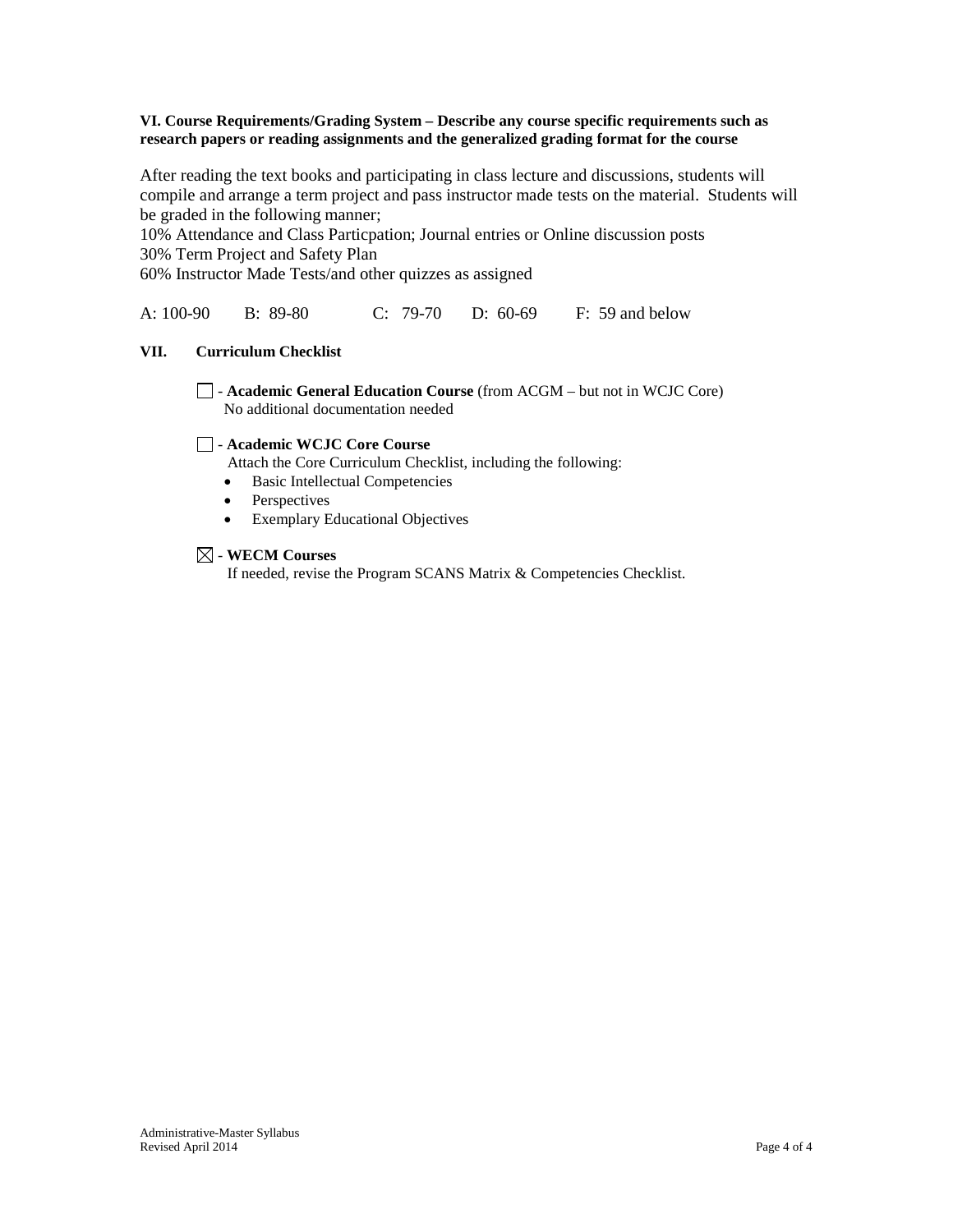**VI. Course Requirements/Grading System – Describe any course specific requirements such as research papers or reading assignments and the generalized grading format for the course**

After reading the text books and participating in class lecture and discussions, students will compile and arrange a term project and pass instructor made tests on the material. Students will be graded in the following manner;

10% Attendance and Class Particpation; Journal entries or Online discussion posts
30% Term Project and Safety Plan
60% Instructor Made Tests/and other quizzes as assigned

A: 100-90 B: 89-80 C: 79-70 D: 60-69 F: 59 and below

**VII. Curriculum Checklist**

☐ - **Academic General Education Course** (from ACGM – but not in WCJC Core)
No additional documentation needed

☐ - **Academic WCJC Core Course**
Attach the Core Curriculum Checklist, including the following:

- Basic Intellectual Competencies
- Perspectives
- Exemplary Educational Objectives

☒ - **WECM Courses**
If needed, revise the Program SCANS Matrix & Competencies Checklist.

Administrative-Master Syllabus
Revised April 2014